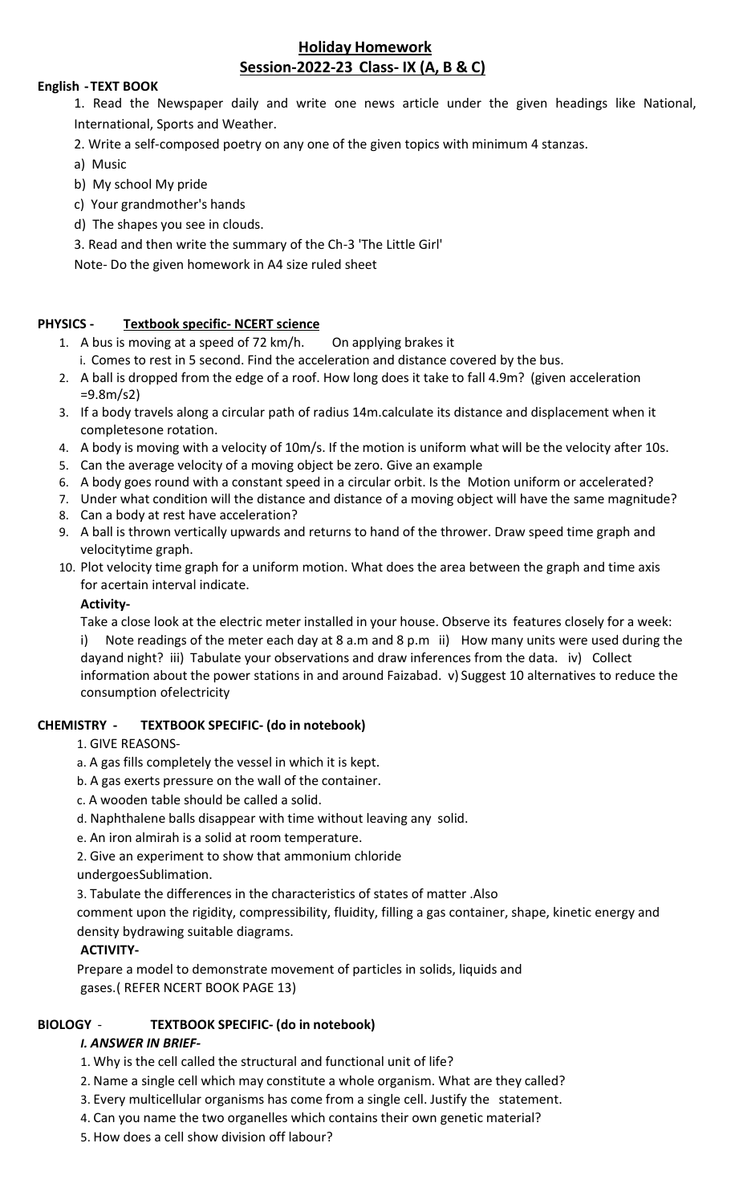# Holiday Homework
## Session-2022-23 Class- IX (A, B & C)

**English - TEXT BOOK**

1. Read the Newspaper daily and write one news article under the given headings like National, International, Sports and Weather.

2. Write a self-composed poetry on any one of the given topics with minimum 4 stanzas.

a) Music

b) My school My pride

c) Your grandmother's hands

d) The shapes you see in clouds.

3. Read and then write the summary of the Ch-3 'The Little Girl'

Note- Do the given homework in A4 size ruled sheet

**PHYSICS - Textbook specific- NCERT science**

1. A bus is moving at a speed of 72 km/h. On applying brakes it
   i. Comes to rest in 5 second. Find the acceleration and distance covered by the bus.
2. A ball is dropped from the edge of a roof. How long does it take to fall 4.9m? (given acceleration =9.8m/s2)
3. If a body travels along a circular path of radius 14m.calculate its distance and displacement when it completesone rotation.
4. A body is moving with a velocity of 10m/s. If the motion is uniform what will be the velocity after 10s.
5. Can the average velocity of a moving object be zero. Give an example
6. A body goes round with a constant speed in a circular orbit. Is the Motion uniform or accelerated?
7. Under what condition will the distance and distance of a moving object will have the same magnitude?
8. Can a body at rest have acceleration?
9. A ball is thrown vertically upwards and returns to hand of the thrower. Draw speed time graph and velocitytime graph.
10. Plot velocity time graph for a uniform motion. What does the area between the graph and time axis for acertain interval indicate.

**Activity-**

Take a close look at the electric meter installed in your house. Observe its features closely for a week: i) Note readings of the meter each day at 8 a.m and 8 p.m ii) How many units were used during the dayand night? iii) Tabulate your observations and draw inferences from the data. iv) Collect information about the power stations in and around Faizabad. v) Suggest 10 alternatives to reduce the consumption ofelectricity

**CHEMISTRY - TEXTBOOK SPECIFIC- (do in notebook)**

1. GIVE REASONS-

a. A gas fills completely the vessel in which it is kept.

b. A gas exerts pressure on the wall of the container.

c. A wooden table should be called a solid.

d. Naphthalene balls disappear with time without leaving any solid.

e. An iron almirah is a solid at room temperature.

2. Give an experiment to show that ammonium chloride undergoesSublimation.

3. Tabulate the differences in the characteristics of states of matter .Also comment upon the rigidity, compressibility, fluidity, filling a gas container, shape, kinetic energy and density bydrawing suitable diagrams.

**ACTIVITY-**

Prepare a model to demonstrate movement of particles in solids, liquids and gases.( REFER NCERT BOOK PAGE 13)

**BIOLOGY - TEXTBOOK SPECIFIC- (do in notebook)**

***I. ANSWER IN BRIEF-***

1. Why is the cell called the structural and functional unit of life?
2. Name a single cell which may constitute a whole organism. What are they called?
3. Every multicellular organisms has come from a single cell. Justify the statement.
4. Can you name the two organelles which contains their own genetic material?
5. How does a cell show division off labour?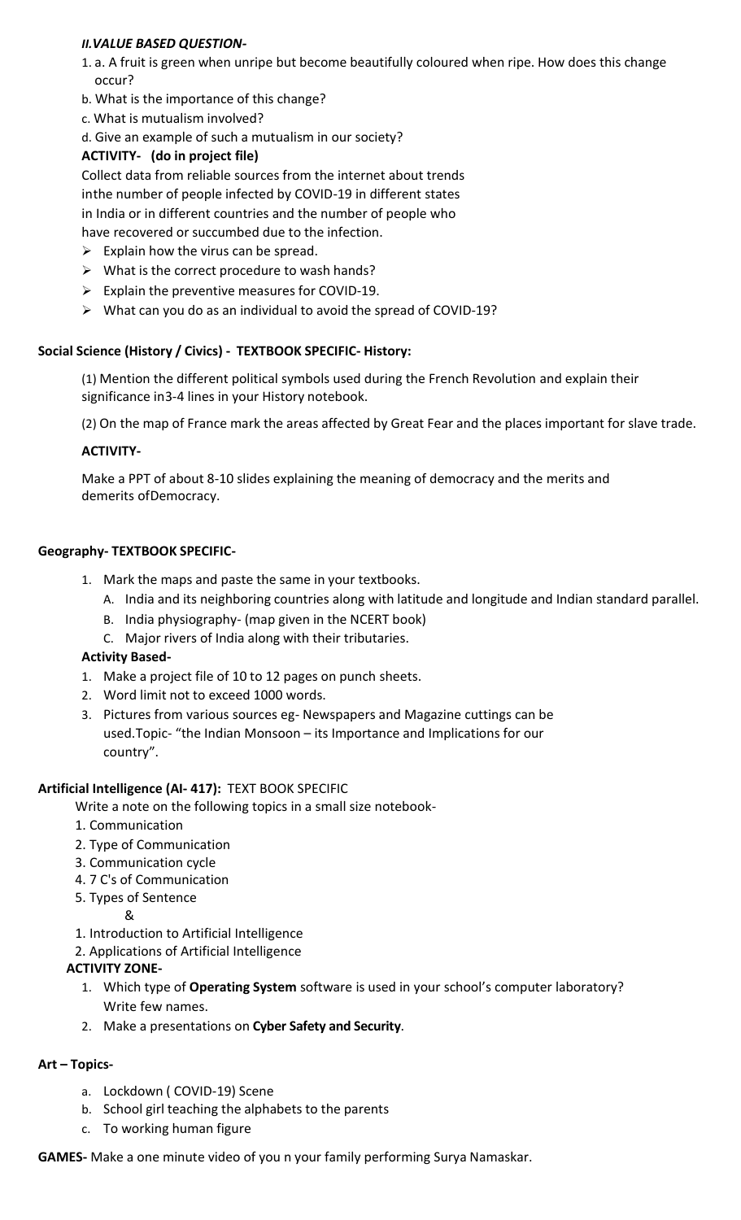***II.VALUE BASED QUESTION-***

1. a. A fruit is green when unripe but become beautifully coloured when ripe. How does this change occur?

b. What is the importance of this change?

c. What is mutualism involved?

d. Give an example of such a mutualism in our society?

**ACTIVITY- (do in project file)**

Collect data from reliable sources from the internet about trends inthe number of people infected by COVID-19 in different states in India or in different countries and the number of people who have recovered or succumbed due to the infection.

- Explain how the virus can be spread.
- What is the correct procedure to wash hands?
- Explain the preventive measures for COVID-19.
- What can you do as an individual to avoid the spread of COVID-19?

**Social Science (History / Civics) - TEXTBOOK SPECIFIC- History:**

(1) Mention the different political symbols used during the French Revolution and explain their significance in3-4 lines in your History notebook.

(2) On the map of France mark the areas affected by Great Fear and the places important for slave trade.

**ACTIVITY-**

Make a PPT of about 8-10 slides explaining the meaning of democracy and the merits and demerits ofDemocracy.

**Geography- TEXTBOOK SPECIFIC-**

1. Mark the maps and paste the same in your textbooks.
   A. India and its neighboring countries along with latitude and longitude and Indian standard parallel.
   B. India physiography- (map given in the NCERT book)
   C. Major rivers of India along with their tributaries.

**Activity Based-**

1. Make a project file of 10 to 12 pages on punch sheets.
2. Word limit not to exceed 1000 words.
3. Pictures from various sources eg- Newspapers and Magazine cuttings can be used.Topic- "the Indian Monsoon – its Importance and Implications for our country".

**Artificial Intelligence (AI- 417):** TEXT BOOK SPECIFIC

Write a note on the following topics in a small size notebook-

1. Communication
2. Type of Communication
3. Communication cycle
4. 7 C's of Communication
5. Types of Sentence

&

1. Introduction to Artificial Intelligence
2. Applications of Artificial Intelligence

**ACTIVITY ZONE-**

1. Which type of **Operating System** software is used in your school's computer laboratory? Write few names.
2. Make a presentations on **Cyber Safety and Security**.

**Art – Topics-**

a. Lockdown ( COVID-19) Scene
b. School girl teaching the alphabets to the parents
c. To working human figure

**GAMES-** Make a one minute video of you n your family performing Surya Namaskar.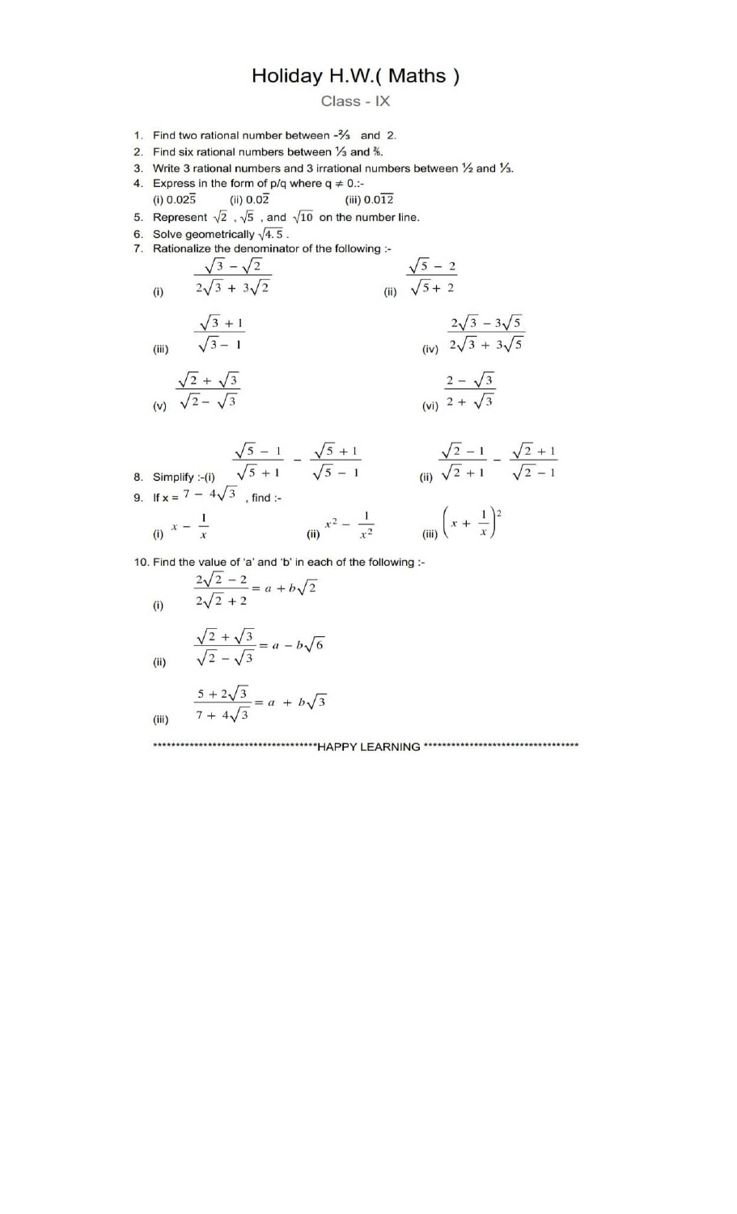# Holiday H.W.( Maths )

## Class - IX

1. Find two rational number between $-\frac{2}{3}$ and 2.
2. Find six rational numbers between $\frac{1}{3}$ and $\frac{2}{5}$.
3. Write 3 rational numbers and 3 irrational numbers between $\frac{1}{2}$ and $\frac{1}{3}$.
4. Express in the form of p/q where q ≠ 0.:-

   (i) $0.02\overline{5}$ (ii) $0.0\overline{2}$ (iii) $0.0\overline{12}$
5. Represent $\sqrt{2}$ , $\sqrt{5}$ , and $\sqrt{10}$ on the number line.
6. Solve geometrically $\sqrt{4.5}$ .
7. Rationalize the denominator of the following :-

   (i) $\dfrac{\sqrt{3}-\sqrt{2}}{2\sqrt{3}+3\sqrt{2}}$ (ii) $\dfrac{\sqrt{5}-2}{\sqrt{5}+2}$

   (iii) $\dfrac{\sqrt{3}+1}{\sqrt{3}-1}$ (iv) $\dfrac{2\sqrt{3}-3\sqrt{5}}{2\sqrt{3}+3\sqrt{5}}$

   (v) $\dfrac{\sqrt{2}+\sqrt{3}}{\sqrt{2}-\sqrt{3}}$ (vi) $\dfrac{2-\sqrt{3}}{2+\sqrt{3}}$
8. Simplify :-(i) $\dfrac{\sqrt{5}-1}{\sqrt{5}+1}-\dfrac{\sqrt{5}+1}{\sqrt{5}-1}$ (ii) $\dfrac{\sqrt{2}-1}{\sqrt{2}+1}-\dfrac{\sqrt{2}+1}{\sqrt{2}-1}$
9. If x = $7-4\sqrt{3}$ , find :-

   (i) $x-\dfrac{1}{x}$ (ii) $x^2-\dfrac{1}{x^2}$ (iii) $\left(x+\dfrac{1}{x}\right)^2$
10. Find the value of 'a' and 'b' in each of the following :-

    (i) $\dfrac{2\sqrt{2}-2}{2\sqrt{2}+2}=a+b\sqrt{2}$

    (ii) $\dfrac{\sqrt{2}+\sqrt{3}}{\sqrt{2}-\sqrt{3}}=a-b\sqrt{6}$

    (iii) $\dfrac{5+2\sqrt{3}}{7+4\sqrt{3}}=a+b\sqrt{3}$

************************************HAPPY LEARNING **********************************